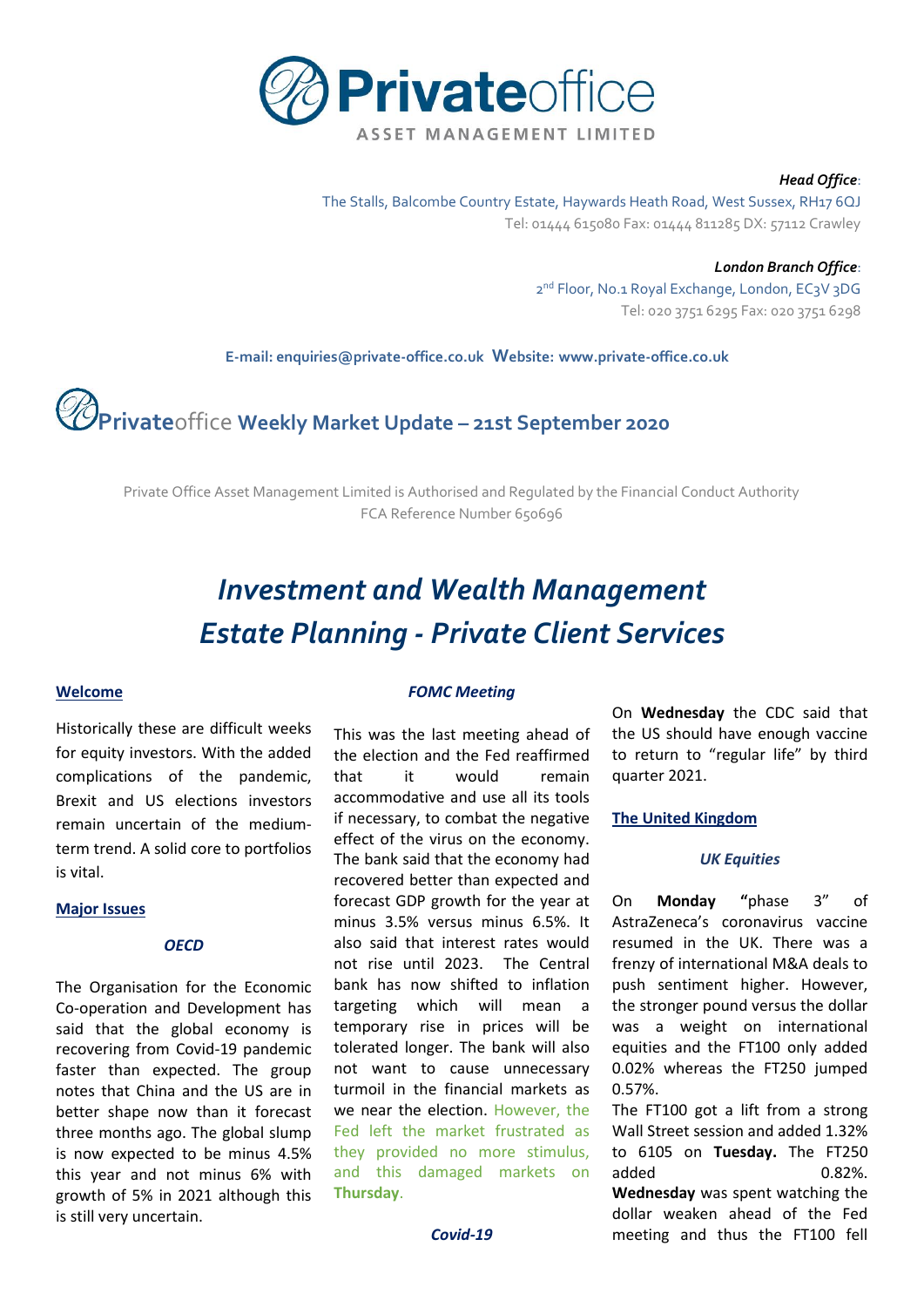# Privateoffice ASSET MANAGEMENT LIMITED

***Head Office*:**
The Stalls, Balcombe Country Estate, Haywards Heath Road, West Sussex, RH17 6QJ
Tel: 01444 615080 Fax: 01444 811285 DX: 57112 Crawley

***London Branch Office*:**
2nd Floor, No.1 Royal Exchange, London, EC3V 3DG
Tel: 020 3751 6295 Fax: 020 3751 6298

**E-mail: enquiries@private-office.co.uk Website: www.private-office.co.uk**

## Privateoffice Weekly Market Update – 21st September 2020

Private Office Asset Management Limited is Authorised and Regulated by the Financial Conduct Authority
FCA Reference Number 650696

# *Investment and Wealth Management*
# *Estate Planning - Private Client Services*

### Welcome

Historically these are difficult weeks for equity investors. With the added complications of the pandemic, Brexit and US elections investors remain uncertain of the medium-term trend. A solid core to portfolios is vital.

### Major Issues

#### *OECD*

The Organisation for the Economic Co-operation and Development has said that the global economy is recovering from Covid-19 pandemic faster than expected. The group notes that China and the US are in better shape now than it forecast three months ago. The global slump is now expected to be minus 4.5% this year and not minus 6% with growth of 5% in 2021 although this is still very uncertain.

#### *FOMC Meeting*

This was the last meeting ahead of the election and the Fed reaffirmed that it would remain accommodative and use all its tools if necessary, to combat the negative effect of the virus on the economy. The bank said that the economy had recovered better than expected and forecast GDP growth for the year at minus 3.5% versus minus 6.5%. It also said that interest rates would not rise until 2023. The Central bank has now shifted to inflation targeting which will mean a temporary rise in prices will be tolerated longer. The bank will also not want to cause unnecessary turmoil in the financial markets as we near the election. However, the Fed left the market frustrated as they provided no more stimulus, and this damaged markets on **Thursday**.

#### *Covid-19*

On **Wednesday** the CDC said that the US should have enough vaccine to return to "regular life" by third quarter 2021.

### The United Kingdom

#### *UK Equities*

On **Monday** **"**phase 3" of AstraZeneca's coronavirus vaccine resumed in the UK. There was a frenzy of international M&A deals to push sentiment higher. However, the stronger pound versus the dollar was a weight on international equities and the FT100 only added 0.02% whereas the FT250 jumped 0.57%.

The FT100 got a lift from a strong Wall Street session and added 1.32% to 6105 on **Tuesday.** The FT250 added 0.82%.

**Wednesday** was spent watching the dollar weaken ahead of the Fed meeting and thus the FT100 fell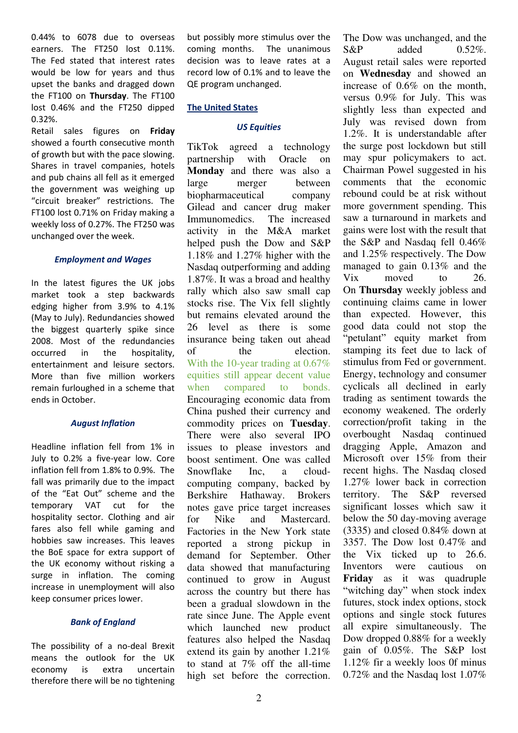0.44% to 6078 due to overseas earners. The FT250 lost 0.11%. The Fed stated that interest rates would be low for years and thus upset the banks and dragged down the FT100 on **Thursday**. The FT100 lost 0.46% and the FT250 dipped 0.32%.

Retail sales figures on **Friday** showed a fourth consecutive month of growth but with the pace slowing. Shares in travel companies, hotels and pub chains all fell as it emerged the government was weighing up "circuit breaker" restrictions. The FT100 lost 0.71% on Friday making a weekly loss of 0.27%. The FT250 was unchanged over the week.

#### *Employment and Wages*

In the latest figures the UK jobs market took a step backwards edging higher from 3.9% to 4.1% (May to July). Redundancies showed the biggest quarterly spike since 2008. Most of the redundancies occurred in the hospitality, entertainment and leisure sectors. More than five million workers remain furloughed in a scheme that ends in October.

#### *August Inflation*

Headline inflation fell from 1% in July to 0.2% a five-year low. Core inflation fell from 1.8% to 0.9%. The fall was primarily due to the impact of the "Eat Out" scheme and the temporary VAT cut for the hospitality sector. Clothing and air fares also fell while gaming and hobbies saw increases. This leaves the BoE space for extra support of the UK economy without risking a surge in inflation. The coming increase in unemployment will also keep consumer prices lower.

#### *Bank of England*

The possibility of a no-deal Brexit means the outlook for the UK economy is extra uncertain therefore there will be no tightening but possibly more stimulus over the coming months. The unanimous decision was to leave rates at a record low of 0.1% and to leave the QE program unchanged.

## The United States

#### *US Equities*

TikTok agreed a technology partnership with Oracle on **Monday** and there was also a large merger between biopharmaceutical company Gilead and cancer drug maker Immunomedics. The increased activity in the M&A market helped push the Dow and S&P 1.18% and 1.27% higher with the Nasdaq outperforming and adding 1.87%. It was a broad and healthy rally which also saw small cap stocks rise. The Vix fell slightly but remains elevated around the 26 level as there is some insurance being taken out ahead of the election. With the 10-year trading at 0.67% equities still appear decent value when compared to bonds. Encouraging economic data from China pushed their currency and commodity prices on **Tuesday**. There were also several IPO issues to please investors and boost sentiment. One was called Snowflake Inc, a cloud-computing company, backed by Berkshire Hathaway. Brokers notes gave price target increases for Nike and Mastercard. Factories in the New York state reported a strong pickup in demand for September. Other data showed that manufacturing continued to grow in August across the country but there has been a gradual slowdown in the rate since June. The Apple event which launched new product features also helped the Nasdaq extend its gain by another 1.21% to stand at 7% off the all-time high set before the correction.

The Dow was unchanged, and the S&P added 0.52%. August retail sales were reported on **Wednesday** and showed an increase of 0.6% on the month, versus 0.9% for July. This was slightly less than expected and July was revised down from 1.2%. It is understandable after the surge post lockdown but still may spur policymakers to act. Chairman Powel suggested in his comments that the economic rebound could be at risk without more government spending. This saw a turnaround in markets and gains were lost with the result that the S&P and Nasdaq fell 0.46% and 1.25% respectively. The Dow managed to gain 0.13% and the Vix moved to 26.

On **Thursday** weekly jobless and continuing claims came in lower than expected. However, this good data could not stop the "petulant" equity market from stamping its feet due to lack of stimulus from Fed or government. Energy, technology and consumer cyclicals all declined in early trading as sentiment towards the economy weakened. The orderly correction/profit taking in the overbought Nasdaq continued dragging Apple, Amazon and Microsoft over 15% from their recent highs. The Nasdaq closed 1.27% lower back in correction territory. The S&P reversed significant losses which saw it below the 50 day-moving average (3335) and closed 0.84% down at 3357. The Dow lost 0.47% and the Vix ticked up to 26.6.

Inventors were cautious on **Friday** as it was quadruple "witching day" when stock index futures, stock index options, stock options and single stock futures all expire simultaneously. The Dow dropped 0.88% for a weekly gain of 0.05%. The S&P lost 1.12% fir a weekly loos 0f minus 0.72% and the Nasdaq lost 1.07%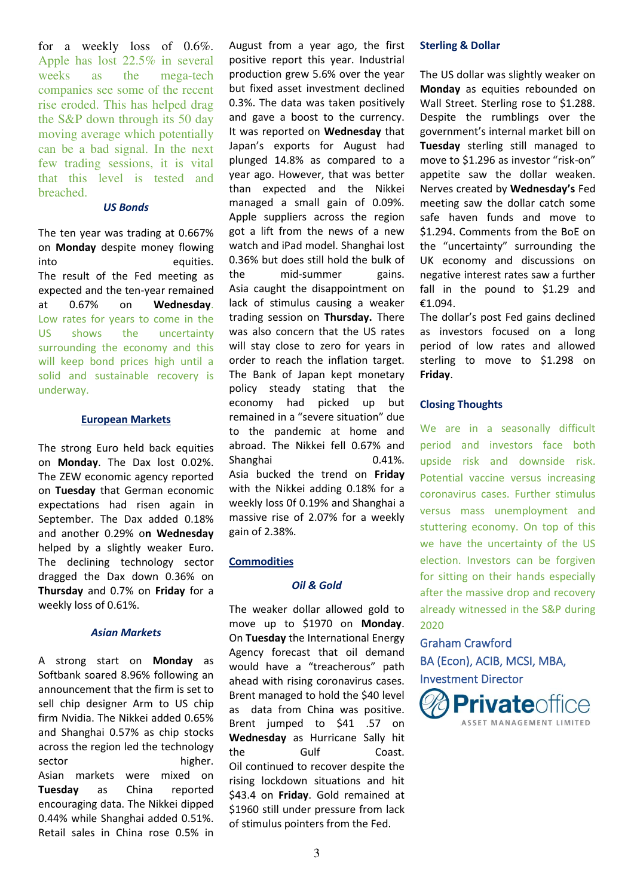for a weekly loss of 0.6%. Apple has lost 22.5% in several weeks as the mega-tech companies see some of the recent rise eroded. This has helped drag the S&P down through its 50 day moving average which potentially can be a bad signal. In the next few trading sessions, it is vital that this level is tested and breached.

### *US Bonds*

The ten year was trading at 0.667% on **Monday** despite money flowing into equities.
The result of the Fed meeting as expected and the ten-year remained at 0.67% on **Wednesday**. Low rates for years to come in the US shows the uncertainty surrounding the economy and this will keep bond prices high until a solid and sustainable recovery is underway.

## European Markets

The strong Euro held back equities on **Monday**. The Dax lost 0.02%. The ZEW economic agency reported on **Tuesday** that German economic expectations had risen again in September. The Dax added 0.18% and another 0.29% o**n Wednesday** helped by a slightly weaker Euro. The declining technology sector dragged the Dax down 0.36% on **Thursday** and 0.7% on **Friday** for a weekly loss of 0.61%.

### *Asian Markets*

A strong start on **Monday** as Softbank soared 8.96% following an announcement that the firm is set to sell chip designer Arm to US chip firm Nvidia. The Nikkei added 0.65% and Shanghai 0.57% as chip stocks across the region led the technology sector higher.
Asian markets were mixed on **Tuesday** as China reported encouraging data. The Nikkei dipped 0.44% while Shanghai added 0.51%. Retail sales in China rose 0.5% in August from a year ago, the first positive report this year. Industrial production grew 5.6% over the year but fixed asset investment declined 0.3%. The data was taken positively and gave a boost to the currency. It was reported on **Wednesday** that Japan's exports for August had plunged 14.8% as compared to a year ago. However, that was better than expected and the Nikkei managed a small gain of 0.09%. Apple suppliers across the region got a lift from the news of a new watch and iPad model. Shanghai lost 0.36% but does still hold the bulk of the mid-summer gains.
Asia caught the disappointment on lack of stimulus causing a weaker trading session on **Thursday.** There was also concern that the US rates will stay close to zero for years in order to reach the inflation target. The Bank of Japan kept monetary policy steady stating that the economy had picked up but remained in a "severe situation" due to the pandemic at home and abroad. The Nikkei fell 0.67% and Shanghai 0.41%.
Asia bucked the trend on **Friday** with the Nikkei adding 0.18% for a weekly loss 0f 0.19% and Shanghai a massive rise of 2.07% for a weekly gain of 2.38%.

## Commodities

### *Oil & Gold*

The weaker dollar allowed gold to move up to $1970 on **Monday**. On **Tuesday** the International Energy Agency forecast that oil demand would have a "treacherous" path ahead with rising coronavirus cases. Brent managed to hold the $40 level as data from China was positive. Brent jumped to $41 .57 on **Wednesday** as Hurricane Sally hit the Gulf Coast.
Oil continued to recover despite the rising lockdown situations and hit $43.4 on **Friday**. Gold remained at $1960 still under pressure from lack of stimulus pointers from the Fed.

### Sterling & Dollar

The US dollar was slightly weaker on **Monday** as equities rebounded on Wall Street. Sterling rose to $1.288. Despite the rumblings over the government's internal market bill on **Tuesday** sterling still managed to move to $1.296 as investor "risk-on" appetite saw the dollar weaken. Nerves created by **Wednesday's** Fed meeting saw the dollar catch some safe haven funds and move to $1.294. Comments from the BoE on the "uncertainty" surrounding the UK economy and discussions on negative interest rates saw a further fall in the pound to $1.29 and €1.094.
The dollar's post Fed gains declined as investors focused on a long period of low rates and allowed sterling to move to $1.298 on **Friday**.

### Closing Thoughts

We are in a seasonally difficult period and investors face both upside risk and downside risk. Potential vaccine versus increasing coronavirus cases. Further stimulus versus mass unemployment and stuttering economy. On top of this we have the uncertainty of the US election. Investors can be forgiven for sitting on their hands especially after the massive drop and recovery already witnessed in the S&P during 2020

Graham Crawford
BA (Econ), ACIB, MCSI, MBA,
Investment Director

Privateoffice
ASSET MANAGEMENT LIMITED